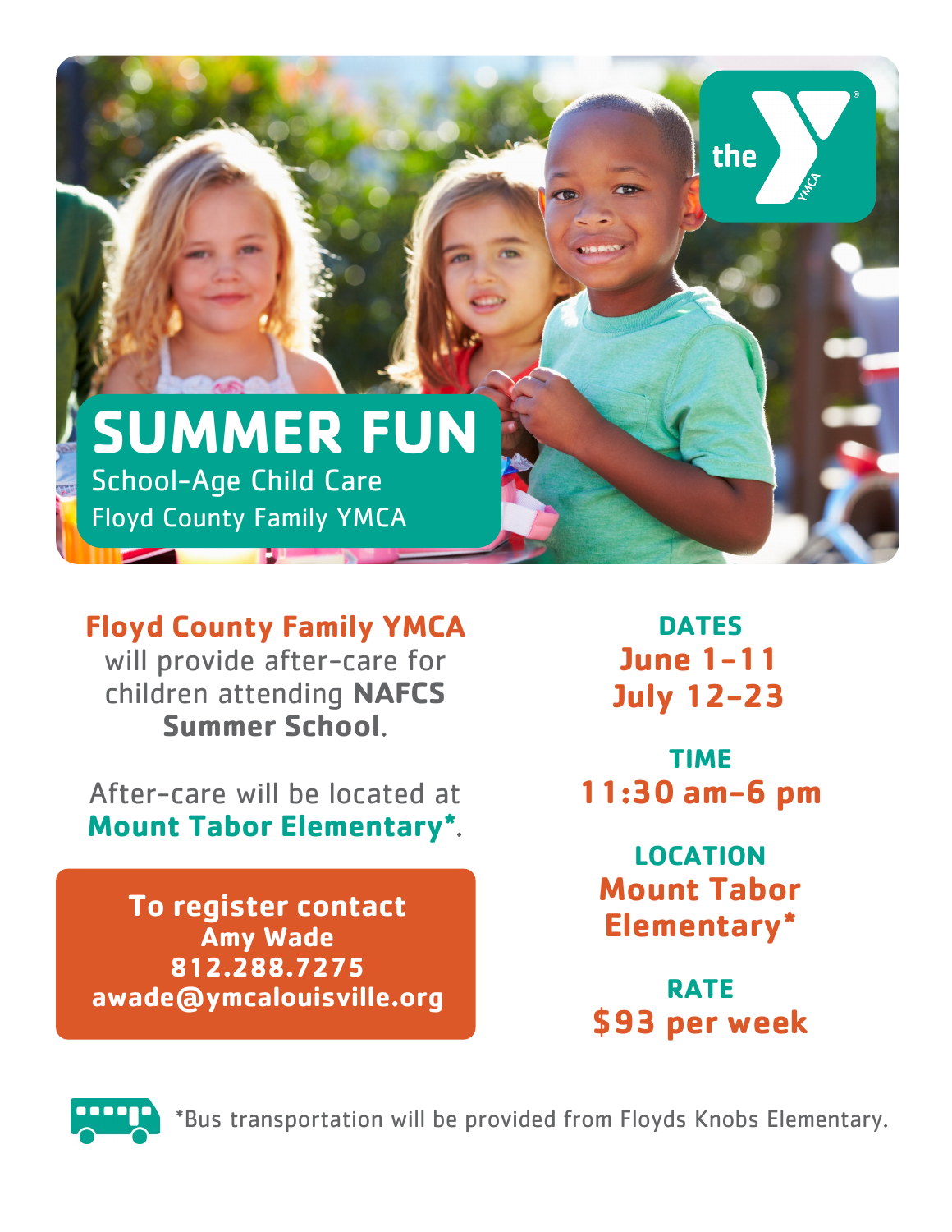# SUMMER FUN

School-Age Child Care
Floyd County Family YMCA

**Floyd County Family YMCA** will provide after-care for children attending **NAFCS Summer School**.

After-care will be located at **Mount Tabor Elementary***.

**To register contact**
**Amy Wade**
**812.288.7275**
**awade@ymcalouisville.org**

**DATES**
**June 1-11**
**July 12-23**

**TIME**
**11:30 am-6 pm**

**LOCATION**
**Mount Tabor Elementary***

**RATE**
**$93 per week**

*Bus transportation will be provided from Floyds Knobs Elementary.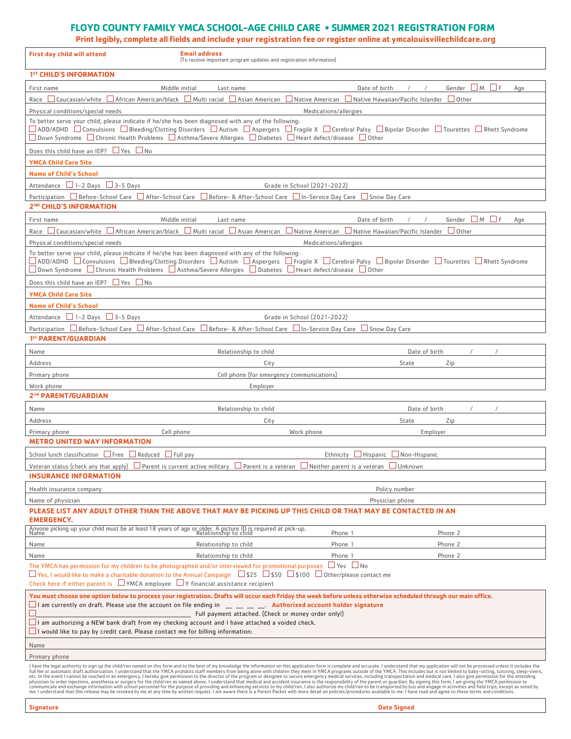# FLOYD COUNTY FAMILY YMCA SCHOOL-AGE CHILD CARE • SUMMER 2021 REGISTRATION FORM

**Print legibly, complete all fields and include your registration fee or register online at ymcalouisvillechildcare.org**

**First day child will attend** | **Email address** (To receive important program updates and registration information)

## 1ST CHILD'S INFORMATION

First name | Middle initial | Last name | Date of birth / / | Gender ☐ M ☐ F | Age

Race ☐ Caucasian/white ☐ African American/black ☐ Multi racial ☐ Asian American ☐ Native American ☐ Native Hawaiian/Pacific Islander ☐ Other

Physical conditions/special needs | Medications/allergies

To better serve your child, please indicate if he/she has been diagnosed with any of the following:
☐ ADD/ADHD ☐ Convulsions ☐ Bleeding/Clotting Disorders ☐ Autism ☐ Aspergers ☐ Fragile X ☐ Cerebral Palsy ☐ Bipolar Disorder ☐ Tourettes ☐ Rhett Syndrome
☐ Down Syndrome ☐ Chronic Health Problems ☐ Asthma/Severe Allergies ☐ Diabetes ☐ Heart defect/disease ☐ Other

Does this child have an IEP? ☐ Yes ☐ No

**YMCA Child Care Site**

**Name of Child's School**

Attendance ☐ 1-2 Days ☐ 3-5 Days | Grade in School (2021-2022)

Participation ☐ Before-School Care ☐ After-School Care ☐ Before- & After-School Care ☐ In-Service Day Care ☐ Snow Day Care

## 2ND CHILD'S INFORMATION

First name | Middle initial | Last name | Date of birth / / | Gender ☐ M ☐ F | Age

Race ☐ Caucasian/white ☐ African American/black ☐ Multi racial ☐ Asian American ☐ Native American ☐ Native Hawaiian/Pacific Islander ☐ Other

Physical conditions/special needs | Medications/allergies

To better serve your child, please indicate if he/she has been diagnosed with any of the following:
☐ ADD/ADHD ☐ Convulsions ☐ Bleeding/Clotting Disorders ☐ Autism ☐ Aspergers ☐ Fragile X ☐ Cerebral Palsy ☐ Bipolar Disorder ☐ Tourettes ☐ Rhett Syndrome
☐ Down Syndrome ☐ Chronic Health Problems ☐ Asthma/Severe Allergies ☐ Diabetes ☐ Heart defect/disease ☐ Other

Does this child have an IEP? ☐ Yes ☐ No

**YMCA Child Care Site**

**Name of Child's School**

Attendance ☐ 1-2 Days ☐ 3-5 Days | Grade in School (2021-2022)

Participation ☐ Before-School Care ☐ After-School Care ☐ Before- & After-School Care ☐ In-Service Day Care ☐ Snow Day Care

## 1st PARENT/GUARDIAN

Name | Relationship to child | Date of birth / /

Address | City | State | Zip

Primary phone | Cell phone (for emergency communications)

Work phone | Employer

## 2nd PARENT/GUARDIAN

Name | Relationship to child | Date of birth / /

Address | City | State | Zip

Primary phone | Cell phone | Work phone | Employer

## METRO UNITED WAY INFORMATION

School lunch classification ☐ Free ☐ Reduced ☐ Full pay | Ethnicity ☐ Hispanic ☐ Non-Hispanic

Veteran status (check any that apply) ☐ Parent is current active military ☐ Parent is a veteran ☐ Neither parent is a veteran ☐ Unknown

## INSURANCE INFORMATION

Health insurance company | Policy number

Name of physician | Physician phone

## PLEASE LIST ANY ADULT OTHER THAN THE ABOVE THAT MAY BE PICKING UP THIS CHILD OR THAT MAY BE CONTACTED IN AN EMERGENCY.

Anyone picking up your child must be at least 18 years of age or older. A picture ID is required at pick-up.

| Name | Relationship to child | Phone 1 | Phone 2 |
|---|---|---|---|
| Name | Relationship to child | Phone 1 | Phone 2 |
| Name | Relationship to child | Phone 1 | Phone 2 |

The YMCA has permission for my children to be photographed and/or interviewed for promotional purposes ☐ Yes ☐ No

☐ Yes, I would like to make a charitable donation to the Annual Campaign ☐ $25 ☐ $50 ☐ $100 ☐ Other/please contact me

Check here if either parent is ☐ YMCA employee ☐ Y financial assistance recipient

**You must choose one option below to process your registration. Drafts will occur each Friday the week before unless otherwise scheduled through our main office.**

☐ I am currently on draft. Please use the account on file ending in __ __ __ __. **Authorized account holder signature**

☐ ______________________________ Full payment attached. (Check or money order only!)

☐ I am authorizing a NEW bank draft from my checking account and I have attached a voided check.

☐ I would like to pay by credit card. Please contact me for billing information:

Name

Primary phone

I have the legal authority to sign up the child/ren named on this form and to the best of my knowledge the information on this application form is complete and accurate. I understand that my application will not be processed unless it includes the full fee or automatic draft authorization. I understand that the YMCA prohibits staff members from being alone with children they meet in YMCA programs outside of the YMCA. This includes but is not limited to baby-sitting, tutoring, sleep-overs, etc. In the event I cannot be reached in an emergency, I hereby give permission to the director of the program or designee to secure emergency medical services, including transportation and medical care. I also give permission for the attending physician to order injections, anesthesia or surgery for the child/ren as named above. I understand that medical and accident insurance is the responsibility of the parent or guardian. By signing this form, I am giving the YMCA permission to communicate and exchange information with school personnel for the purpose of providing and enhancing services to my child/ren. I also authorize my child/ren to be transported by bus and engage in activities and field trips, except as noted by me. I understand that this release may be revoked by me at any time by written request. I am aware there is a Parent Packet with more detail on policies/procedures available to me. I have read and agree to these terms and conditions.

**Signature** | **Date Signed**